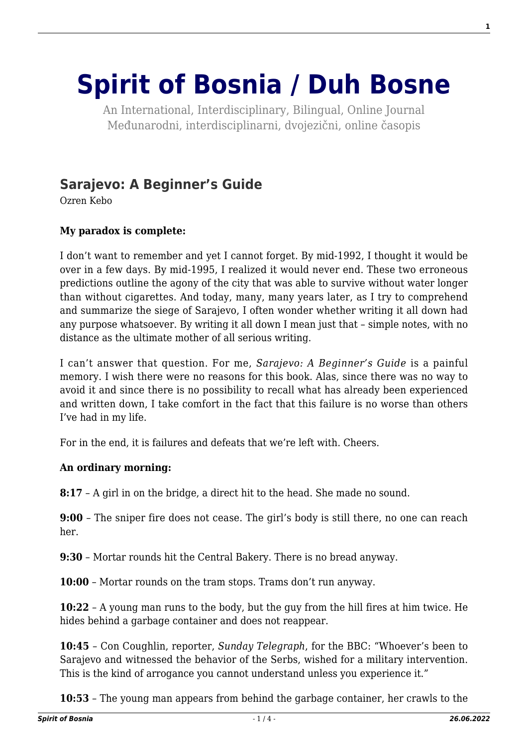# Spirit of Bosnia / Duh Bosne

An International, Interdisciplinary, Bilingual, Online Journal
Međunarodni, interdisciplinarni, dvojezični, online časopis

## Sarajevo: A Beginner's Guide

Ozren Kebo

**My paradox is complete:**

I don't want to remember and yet I cannot forget. By mid-1992, I thought it would be over in a few days. By mid-1995, I realized it would never end. These two erroneous predictions outline the agony of the city that was able to survive without water longer than without cigarettes. And today, many, many years later, as I try to comprehend and summarize the siege of Sarajevo, I often wonder whether writing it all down had any purpose whatsoever. By writing it all down I mean just that – simple notes, with no distance as the ultimate mother of all serious writing.

I can't answer that question. For me, *Sarajevo: A Beginner's Guide* is a painful memory. I wish there were no reasons for this book. Alas, since there was no way to avoid it and since there is no possibility to recall what has already been experienced and written down, I take comfort in the fact that this failure is no worse than others I've had in my life.

For in the end, it is failures and defeats that we're left with. Cheers.

**An ordinary morning:**

**8:17** – A girl in on the bridge, a direct hit to the head. She made no sound.

**9:00** – The sniper fire does not cease. The girl's body is still there, no one can reach her.

**9:30** – Mortar rounds hit the Central Bakery. There is no bread anyway.

**10:00** – Mortar rounds on the tram stops. Trams don't run anyway.

**10:22** – A young man runs to the body, but the guy from the hill fires at him twice. He hides behind a garbage container and does not reappear.

**10:45** – Con Coughlin, reporter, *Sunday Telegraph*, for the BBC: "Whoever's been to Sarajevo and witnessed the behavior of the Serbs, wished for a military intervention. This is the kind of arrogance you cannot understand unless you experience it."

**10:53** – The young man appears from behind the garbage container, her crawls to the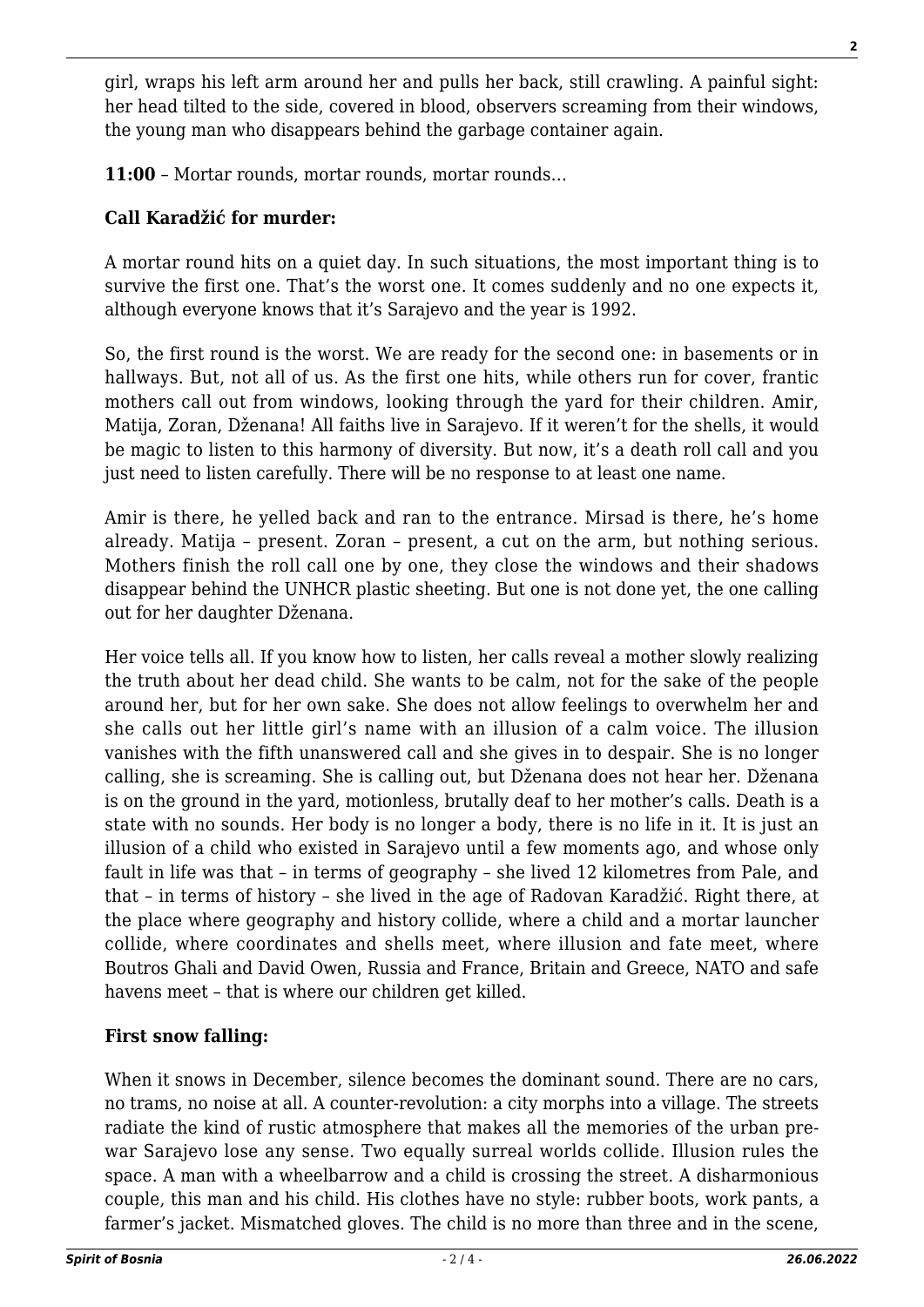girl, wraps his left arm around her and pulls her back, still crawling. A painful sight: her head tilted to the side, covered in blood, observers screaming from their windows, the young man who disappears behind the garbage container again.

**11:00** – Mortar rounds, mortar rounds, mortar rounds…

**Call Karadžić for murder:**

A mortar round hits on a quiet day. In such situations, the most important thing is to survive the first one. That's the worst one. It comes suddenly and no one expects it, although everyone knows that it's Sarajevo and the year is 1992.

So, the first round is the worst. We are ready for the second one: in basements or in hallways. But, not all of us. As the first one hits, while others run for cover, frantic mothers call out from windows, looking through the yard for their children. Amir, Matija, Zoran, Dženana! All faiths live in Sarajevo. If it weren't for the shells, it would be magic to listen to this harmony of diversity. But now, it's a death roll call and you just need to listen carefully. There will be no response to at least one name.

Amir is there, he yelled back and ran to the entrance. Mirsad is there, he's home already. Matija – present. Zoran – present, a cut on the arm, but nothing serious. Mothers finish the roll call one by one, they close the windows and their shadows disappear behind the UNHCR plastic sheeting. But one is not done yet, the one calling out for her daughter Dženana.

Her voice tells all. If you know how to listen, her calls reveal a mother slowly realizing the truth about her dead child. She wants to be calm, not for the sake of the people around her, but for her own sake. She does not allow feelings to overwhelm her and she calls out her little girl's name with an illusion of a calm voice. The illusion vanishes with the fifth unanswered call and she gives in to despair. She is no longer calling, she is screaming. She is calling out, but Dženana does not hear her. Dženana is on the ground in the yard, motionless, brutally deaf to her mother's calls. Death is a state with no sounds. Her body is no longer a body, there is no life in it. It is just an illusion of a child who existed in Sarajevo until a few moments ago, and whose only fault in life was that – in terms of geography – she lived 12 kilometres from Pale, and that – in terms of history – she lived in the age of Radovan Karadžić. Right there, at the place where geography and history collide, where a child and a mortar launcher collide, where coordinates and shells meet, where illusion and fate meet, where Boutros Ghali and David Owen, Russia and France, Britain and Greece, NATO and safe havens meet – that is where our children get killed.

**First snow falling:**

When it snows in December, silence becomes the dominant sound. There are no cars, no trams, no noise at all. A counter-revolution: a city morphs into a village. The streets radiate the kind of rustic atmosphere that makes all the memories of the urban pre-war Sarajevo lose any sense. Two equally surreal worlds collide. Illusion rules the space. A man with a wheelbarrow and a child is crossing the street. A disharmonious couple, this man and his child. His clothes have no style: rubber boots, work pants, a farmer's jacket. Mismatched gloves. The child is no more than three and in the scene,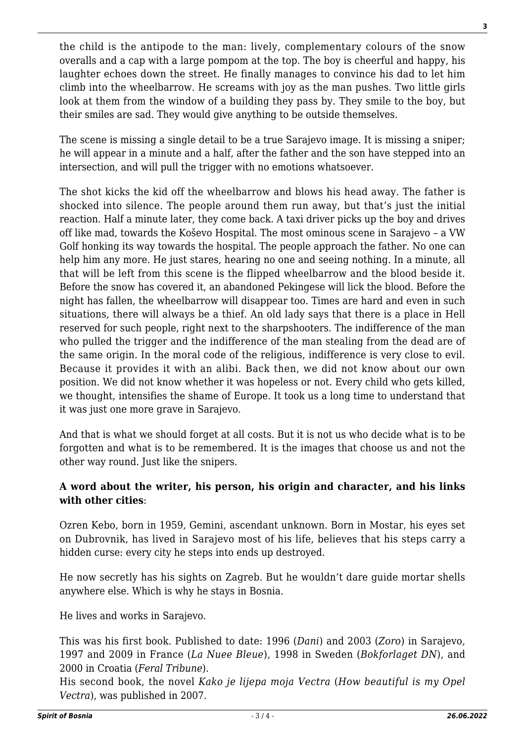the child is the antipode to the man: lively, complementary colours of the snow overalls and a cap with a large pompom at the top. The boy is cheerful and happy, his laughter echoes down the street. He finally manages to convince his dad to let him climb into the wheelbarrow. He screams with joy as the man pushes. Two little girls look at them from the window of a building they pass by. They smile to the boy, but their smiles are sad. They would give anything to be outside themselves.

The scene is missing a single detail to be a true Sarajevo image. It is missing a sniper; he will appear in a minute and a half, after the father and the son have stepped into an intersection, and will pull the trigger with no emotions whatsoever.

The shot kicks the kid off the wheelbarrow and blows his head away. The father is shocked into silence. The people around them run away, but that's just the initial reaction. Half a minute later, they come back. A taxi driver picks up the boy and drives off like mad, towards the Koševo Hospital. The most ominous scene in Sarajevo – a VW Golf honking its way towards the hospital. The people approach the father. No one can help him any more. He just stares, hearing no one and seeing nothing. In a minute, all that will be left from this scene is the flipped wheelbarrow and the blood beside it. Before the snow has covered it, an abandoned Pekingese will lick the blood. Before the night has fallen, the wheelbarrow will disappear too. Times are hard and even in such situations, there will always be a thief. An old lady says that there is a place in Hell reserved for such people, right next to the sharpshooters. The indifference of the man who pulled the trigger and the indifference of the man stealing from the dead are of the same origin. In the moral code of the religious, indifference is very close to evil. Because it provides it with an alibi. Back then, we did not know about our own position. We did not know whether it was hopeless or not. Every child who gets killed, we thought, intensifies the shame of Europe. It took us a long time to understand that it was just one more grave in Sarajevo.

And that is what we should forget at all costs. But it is not us who decide what is to be forgotten and what is to be remembered. It is the images that choose us and not the other way round. Just like the snipers.

**A word about the writer, his person, his origin and character, and his links with other cities**:

Ozren Kebo, born in 1959, Gemini, ascendant unknown. Born in Mostar, his eyes set on Dubrovnik, has lived in Sarajevo most of his life, believes that his steps carry a hidden curse: every city he steps into ends up destroyed.

He now secretly has his sights on Zagreb. But he wouldn't dare guide mortar shells anywhere else. Which is why he stays in Bosnia.

He lives and works in Sarajevo.

This was his first book. Published to date: 1996 (*Dani*) and 2003 (*Zoro*) in Sarajevo, 1997 and 2009 in France (*La Nuee Bleue*), 1998 in Sweden (*Bokforlaget DN*), and 2000 in Croatia (*Feral Tribune*).
His second book, the novel *Kako je lijepa moja Vectra* (*How beautiful is my Opel Vectra*), was published in 2007.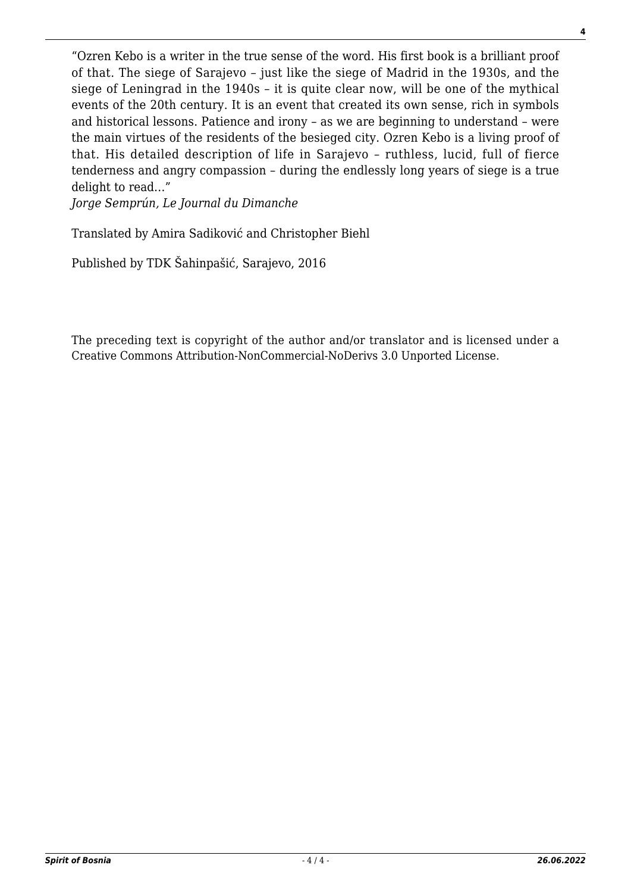"Ozren Kebo is a writer in the true sense of the word. His first book is a brilliant proof of that. The siege of Sarajevo – just like the siege of Madrid in the 1930s, and the siege of Leningrad in the 1940s – it is quite clear now, will be one of the mythical events of the 20th century. It is an event that created its own sense, rich in symbols and historical lessons. Patience and irony – as we are beginning to understand – were the main virtues of the residents of the besieged city. Ozren Kebo is a living proof of that. His detailed description of life in Sarajevo – ruthless, lucid, full of fierce tenderness and angry compassion – during the endlessly long years of siege is a true delight to read…"
*Jorge Semprún, Le Journal du Dimanche*

Translated by Amira Sadiković and Christopher Biehl

Published by TDK Šahinpašić, Sarajevo, 2016

The preceding text is copyright of the author and/or translator and is licensed under a Creative Commons Attribution-NonCommercial-NoDerivs 3.0 Unported License.